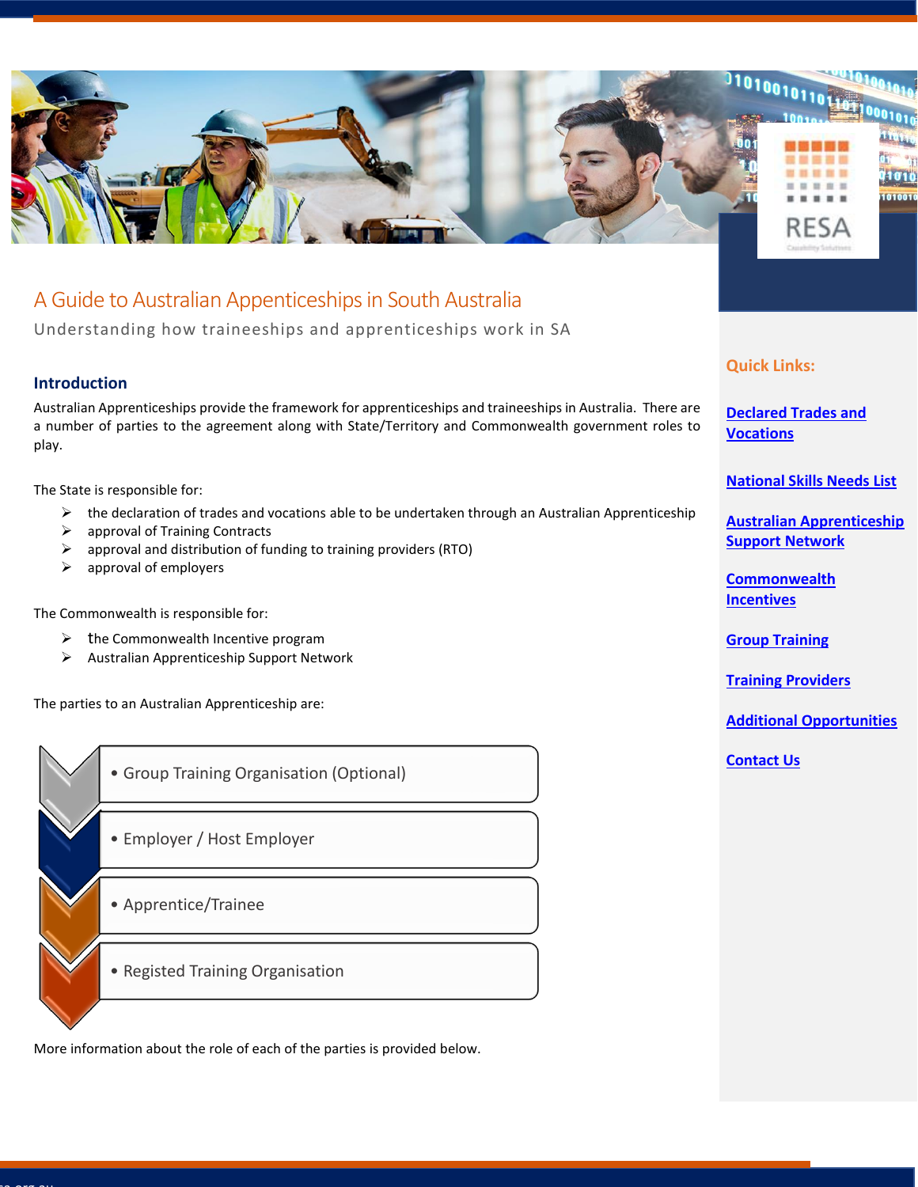# A Guide to Australian Apprenticeships in South Australia

Understanding how traineeships and apprenticeships work in SA

## Introduction

Australian Apprenticeships provide the framework for apprenticeships and traineeships in Australia. There are a number of parties to the agreement along with State/Territory and Commonwealth government roles to play.

The State is responsible for:

- the declaration of trades and vocations able to be undertaken through an Australian Apprenticeship
- approval of Training Contracts
- approval and distribution of funding to training providers (RTO)
- approval of employers

The Commonwealth is responsible for:

- the Commonwealth Incentive program
- Australian Apprenticeship Support Network

The parties to an Australian Apprenticeship are:

- Group Training Organisation (Optional)
- Employer / Host Employer
- Apprentice/Trainee
- Registed Training Organisation

More information about the role of each of the parties is provided below.

**Quick Links:**

**Declared Trades and Vocations**

**National Skills Needs List**

**Australian Apprenticeship Support Network**

**Commonwealth Incentives**

**Group Training**

**Training Providers**

**Additional Opportunities**

**Contact Us**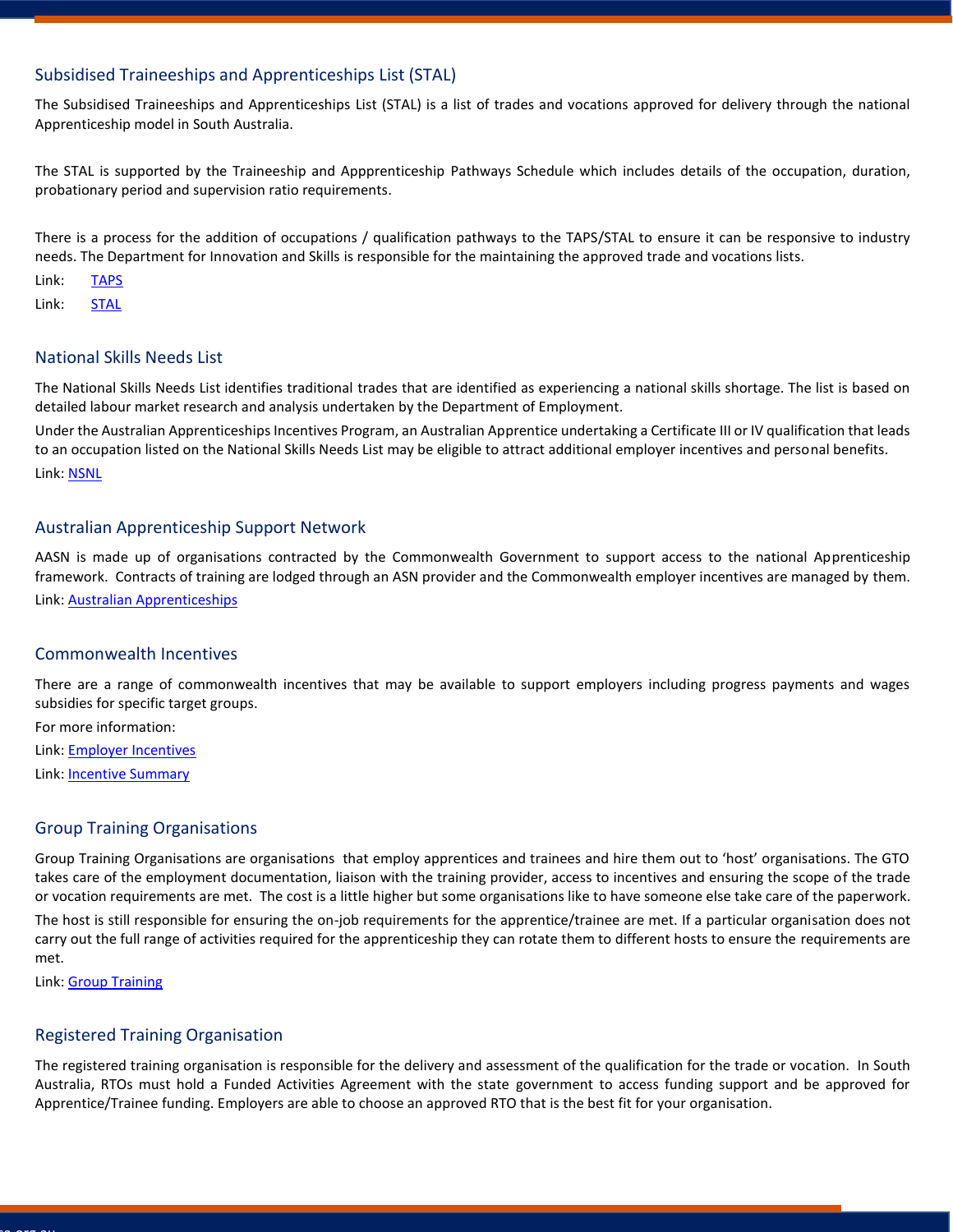## Subsidised Traineeships and Apprenticeships List (STAL)

The Subsidised Traineeships and Apprenticeships List (STAL) is a list of trades and vocations approved for delivery through the national Apprenticeship model in South Australia.

The STAL is supported by the Traineeship and Appprenticeship Pathways Schedule which includes details of the occupation, duration, probationary period and supervision ratio requirements.

There is a process for the addition of occupations / qualification pathways to the TAPS/STAL to ensure it can be responsive to industry needs. The Department for Innovation and Skills is responsible for the maintaining the approved trade and vocations lists.

Link: TAPS

Link: STAL

## National Skills Needs List

The National Skills Needs List identifies traditional trades that are identified as experiencing a national skills shortage. The list is based on detailed labour market research and analysis undertaken by the Department of Employment.

Under the Australian Apprenticeships Incentives Program, an Australian Apprentice undertaking a Certificate III or IV qualification that leads to an occupation listed on the National Skills Needs List may be eligible to attract additional employer incentives and personal benefits.

Link: NSNL

## Australian Apprenticeship Support Network

AASN is made up of organisations contracted by the Commonwealth Government to support access to the national Apprenticeship framework. Contracts of training are lodged through an ASN provider and the Commonwealth employer incentives are managed by them.

Link: Australian Apprenticeships

## Commonwealth Incentives

There are a range of commonwealth incentives that may be available to support employers including progress payments and wages subsidies for specific target groups.

For more information:

Link: Employer Incentives

Link: Incentive Summary

## Group Training Organisations

Group Training Organisations are organisations that employ apprentices and trainees and hire them out to 'host' organisations. The GTO takes care of the employment documentation, liaison with the training provider, access to incentives and ensuring the scope of the trade or vocation requirements are met. The cost is a little higher but some organisations like to have someone else take care of the paperwork.

The host is still responsible for ensuring the on-job requirements for the apprentice/trainee are met. If a particular organisation does not carry out the full range of activities required for the apprenticeship they can rotate them to different hosts to ensure the requirements are met.

Link: Group Training

## Registered Training Organisation

The registered training organisation is responsible for the delivery and assessment of the qualification for the trade or vocation. In South Australia, RTOs must hold a Funded Activities Agreement with the state government to access funding support and be approved for Apprentice/Trainee funding. Employers are able to choose an approved RTO that is the best fit for your organisation.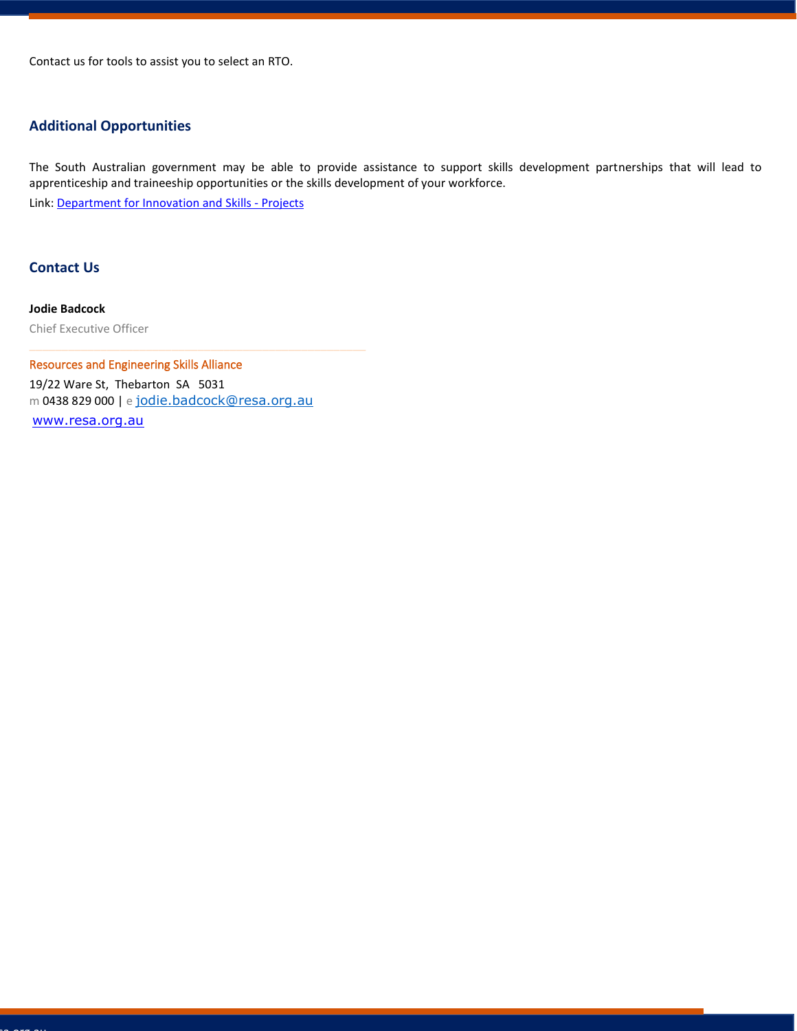Contact us for tools to assist you to select an RTO.

## Additional Opportunities

The South Australian government may be able to provide assistance to support skills development partnerships that will lead to apprenticeship and traineeship opportunities or the skills development of your workforce.

Link: Department for Innovation and Skills - Projects

## Contact Us

**Jodie Badcock**

Chief Executive Officer

Resources and Engineering Skills Alliance

19/22 Ware St, Thebarton SA 5031

m 0438 829 000 | e jodie.badcock@resa.org.au

www.resa.org.au